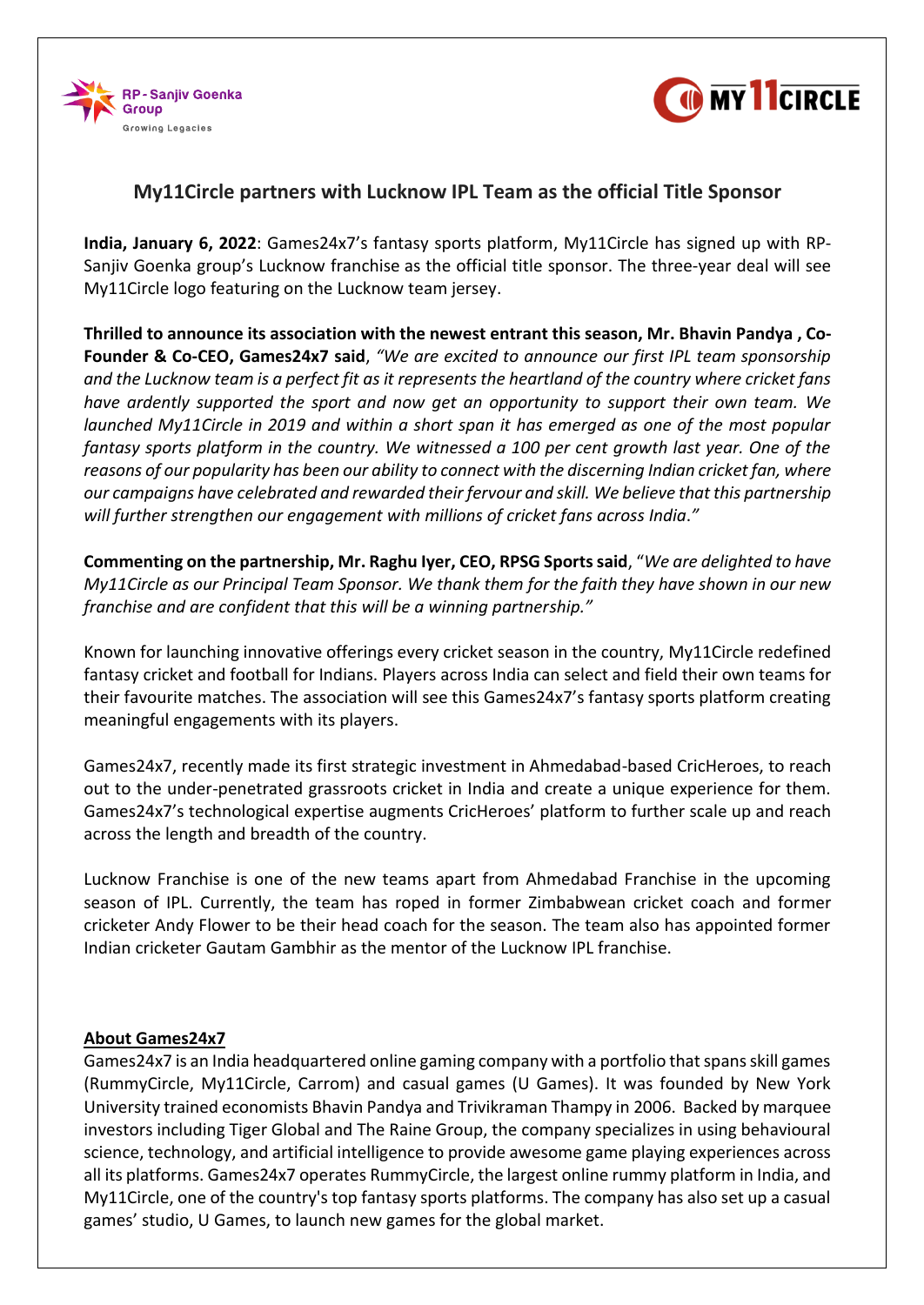# My11Circle partners with Lucknow IPL Team as the official Title Sponsor

**India, January 6, 2022**: Games24x7's fantasy sports platform, My11Circle has signed up with RP-Sanjiv Goenka group's Lucknow franchise as the official title sponsor. The three-year deal will see My11Circle logo featuring on the Lucknow team jersey.

**Thrilled to announce its association with the newest entrant this season, Mr. Bhavin Pandya , Co-Founder & Co-CEO, Games24x7 said**, *"We are excited to announce our first IPL team sponsorship and the Lucknow team is a perfect fit as it represents the heartland of the country where cricket fans have ardently supported the sport and now get an opportunity to support their own team. We launched My11Circle in 2019 and within a short span it has emerged as one of the most popular fantasy sports platform in the country. We witnessed a 100 per cent growth last year. One of the reasons of our popularity has been our ability to connect with the discerning Indian cricket fan, where our campaigns have celebrated and rewarded their fervour and skill. We believe that this partnership will further strengthen our engagement with millions of cricket fans across India."*

**Commenting on the partnership, Mr. Raghu Iyer, CEO, RPSG Sports said**, "*We are delighted to have My11Circle as our Principal Team Sponsor. We thank them for the faith they have shown in our new franchise and are confident that this will be a winning partnership."*

Known for launching innovative offerings every cricket season in the country, My11Circle redefined fantasy cricket and football for Indians. Players across India can select and field their own teams for their favourite matches. The association will see this Games24x7's fantasy sports platform creating meaningful engagements with its players.

Games24x7, recently made its first strategic investment in Ahmedabad-based CricHeroes, to reach out to the under-penetrated grassroots cricket in India and create a unique experience for them. Games24x7's technological expertise augments CricHeroes' platform to further scale up and reach across the length and breadth of the country.

Lucknow Franchise is one of the new teams apart from Ahmedabad Franchise in the upcoming season of IPL. Currently, the team has roped in former Zimbabwean cricket coach and former cricketer Andy Flower to be their head coach for the season. The team also has appointed former Indian cricketer Gautam Gambhir as the mentor of the Lucknow IPL franchise.

## About Games24x7

Games24x7 is an India headquartered online gaming company with a portfolio that spans skill games (RummyCircle, My11Circle, Carrom) and casual games (U Games). It was founded by New York University trained economists Bhavin Pandya and Trivikraman Thampy in 2006. Backed by marquee investors including Tiger Global and The Raine Group, the company specializes in using behavioural science, technology, and artificial intelligence to provide awesome game playing experiences across all its platforms. Games24x7 operates RummyCircle, the largest online rummy platform in India, and My11Circle, one of the country's top fantasy sports platforms. The company has also set up a casual games' studio, U Games, to launch new games for the global market.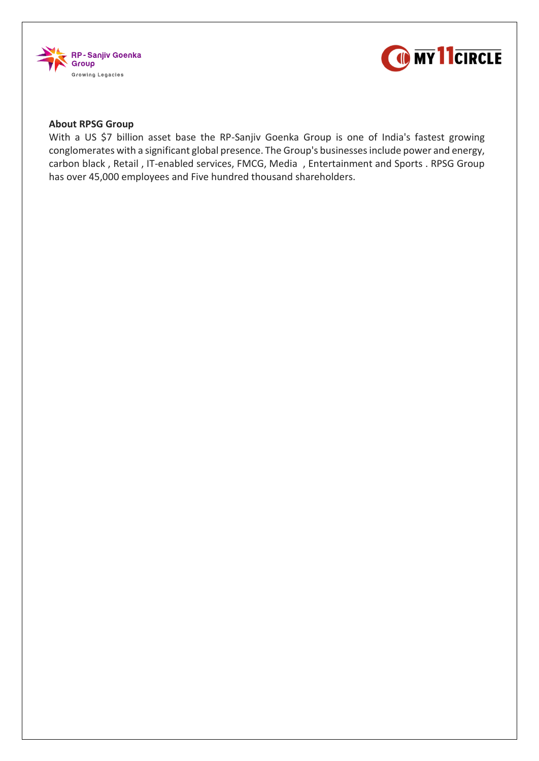**About RPSG Group**

With a US $7 billion asset base the RP-Sanjiv Goenka Group is one of India's fastest growing conglomerates with a significant global presence. The Group's businesses include power and energy, carbon black , Retail , IT-enabled services, FMCG, Media , Entertainment and Sports . RPSG Group has over 45,000 employees and Five hundred thousand shareholders.